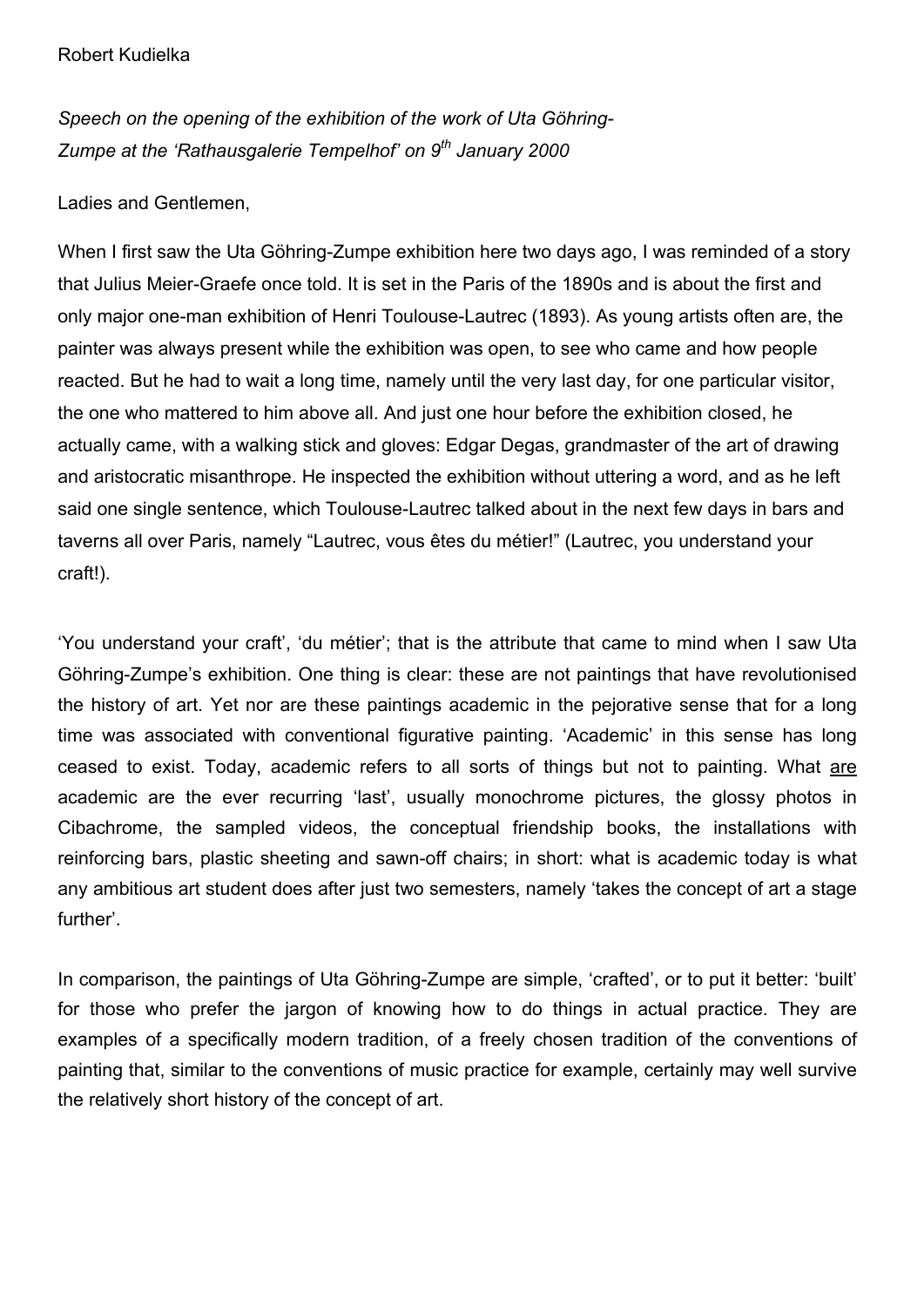Robert Kudielka

*Speech on the opening of the exhibition of the work of Uta Göhring-Zumpe at the 'Rathausgalerie Tempelhof' on 9th January 2000*

Ladies and Gentlemen,

When I first saw the Uta Göhring-Zumpe exhibition here two days ago, I was reminded of a story that Julius Meier-Graefe once told. It is set in the Paris of the 1890s and is about the first and only major one-man exhibition of Henri Toulouse-Lautrec (1893). As young artists often are, the painter was always present while the exhibition was open, to see who came and how people reacted. But he had to wait a long time, namely until the very last day, for one particular visitor, the one who mattered to him above all. And just one hour before the exhibition closed, he actually came, with a walking stick and gloves: Edgar Degas, grandmaster of the art of drawing and aristocratic misanthrope. He inspected the exhibition without uttering a word, and as he left said one single sentence, which Toulouse-Lautrec talked about in the next few days in bars and taverns all over Paris, namely "Lautrec, vous êtes du métier!" (Lautrec, you understand your craft!).

'You understand your craft', 'du métier'; that is the attribute that came to mind when I saw Uta Göhring-Zumpe's exhibition. One thing is clear: these are not paintings that have revolutionised the history of art. Yet nor are these paintings academic in the pejorative sense that for a long time was associated with conventional figurative painting. 'Academic' in this sense has long ceased to exist. Today, academic refers to all sorts of things but not to painting. What <u>are</u> academic are the ever recurring 'last', usually monochrome pictures, the glossy photos in Cibachrome, the sampled videos, the conceptual friendship books, the installations with reinforcing bars, plastic sheeting and sawn-off chairs; in short: what is academic today is what any ambitious art student does after just two semesters, namely 'takes the concept of art a stage further'.

In comparison, the paintings of Uta Göhring-Zumpe are simple, 'crafted', or to put it better: 'built' for those who prefer the jargon of knowing how to do things in actual practice. They are examples of a specifically modern tradition, of a freely chosen tradition of the conventions of painting that, similar to the conventions of music practice for example, certainly may well survive the relatively short history of the concept of art.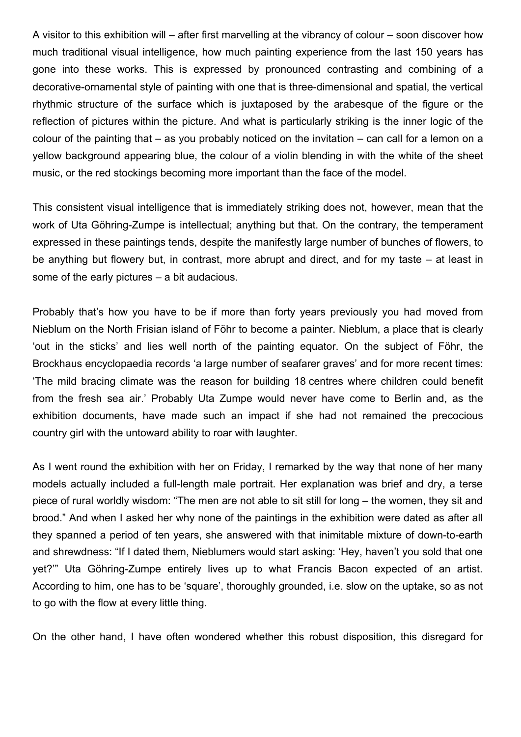A visitor to this exhibition will – after first marvelling at the vibrancy of colour – soon discover how much traditional visual intelligence, how much painting experience from the last 150 years has gone into these works. This is expressed by pronounced contrasting and combining of a decorative-ornamental style of painting with one that is three-dimensional and spatial, the vertical rhythmic structure of the surface which is juxtaposed by the arabesque of the figure or the reflection of pictures within the picture. And what is particularly striking is the inner logic of the colour of the painting that – as you probably noticed on the invitation – can call for a lemon on a yellow background appearing blue, the colour of a violin blending in with the white of the sheet music, or the red stockings becoming more important than the face of the model.

This consistent visual intelligence that is immediately striking does not, however, mean that the work of Uta Göhring-Zumpe is intellectual; anything but that. On the contrary, the temperament expressed in these paintings tends, despite the manifestly large number of bunches of flowers, to be anything but flowery but, in contrast, more abrupt and direct, and for my taste – at least in some of the early pictures – a bit audacious.

Probably that's how you have to be if more than forty years previously you had moved from Nieblum on the North Frisian island of Föhr to become a painter. Nieblum, a place that is clearly 'out in the sticks' and lies well north of the painting equator. On the subject of Föhr, the Brockhaus encyclopaedia records 'a large number of seafarer graves' and for more recent times: 'The mild bracing climate was the reason for building 18 centres where children could benefit from the fresh sea air.' Probably Uta Zumpe would never have come to Berlin and, as the exhibition documents, have made such an impact if she had not remained the precocious country girl with the untoward ability to roar with laughter.

As I went round the exhibition with her on Friday, I remarked by the way that none of her many models actually included a full-length male portrait. Her explanation was brief and dry, a terse piece of rural worldly wisdom: "The men are not able to sit still for long – the women, they sit and brood." And when I asked her why none of the paintings in the exhibition were dated as after all they spanned a period of ten years, she answered with that inimitable mixture of down-to-earth and shrewdness: "If I dated them, Nieblumers would start asking: 'Hey, haven't you sold that one yet?'" Uta Göhring-Zumpe entirely lives up to what Francis Bacon expected of an artist. According to him, one has to be 'square', thoroughly grounded, i.e. slow on the uptake, so as not to go with the flow at every little thing.

On the other hand, I have often wondered whether this robust disposition, this disregard for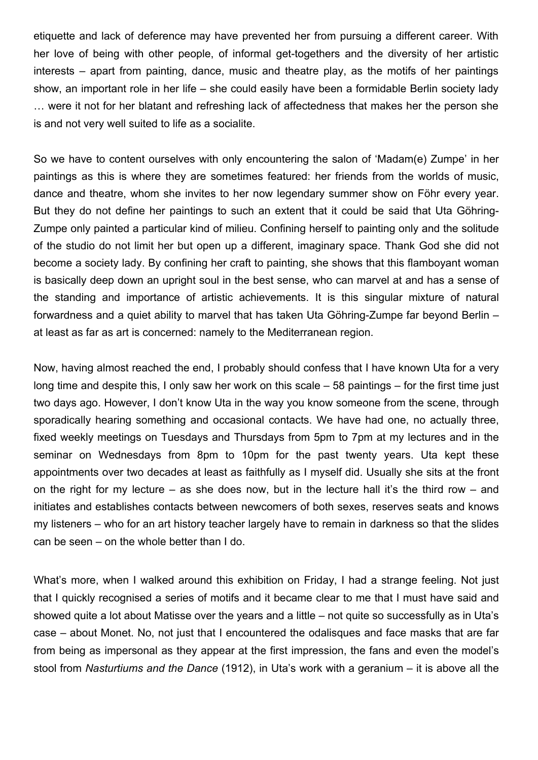etiquette and lack of deference may have prevented her from pursuing a different career. With her love of being with other people, of informal get-togethers and the diversity of her artistic interests – apart from painting, dance, music and theatre play, as the motifs of her paintings show, an important role in her life – she could easily have been a formidable Berlin society lady … were it not for her blatant and refreshing lack of affectedness that makes her the person she is and not very well suited to life as a socialite.

So we have to content ourselves with only encountering the salon of 'Madam(e) Zumpe' in her paintings as this is where they are sometimes featured: her friends from the worlds of music, dance and theatre, whom she invites to her now legendary summer show on Föhr every year. But they do not define her paintings to such an extent that it could be said that Uta Göhring-Zumpe only painted a particular kind of milieu. Confining herself to painting only and the solitude of the studio do not limit her but open up a different, imaginary space. Thank God she did not become a society lady. By confining her craft to painting, she shows that this flamboyant woman is basically deep down an upright soul in the best sense, who can marvel at and has a sense of the standing and importance of artistic achievements. It is this singular mixture of natural forwardness and a quiet ability to marvel that has taken Uta Göhring-Zumpe far beyond Berlin – at least as far as art is concerned: namely to the Mediterranean region.

Now, having almost reached the end, I probably should confess that I have known Uta for a very long time and despite this, I only saw her work on this scale – 58 paintings – for the first time just two days ago. However, I don't know Uta in the way you know someone from the scene, through sporadically hearing something and occasional contacts. We have had one, no actually three, fixed weekly meetings on Tuesdays and Thursdays from 5pm to 7pm at my lectures and in the seminar on Wednesdays from 8pm to 10pm for the past twenty years. Uta kept these appointments over two decades at least as faithfully as I myself did. Usually she sits at the front on the right for my lecture – as she does now, but in the lecture hall it's the third row – and initiates and establishes contacts between newcomers of both sexes, reserves seats and knows my listeners – who for an art history teacher largely have to remain in darkness so that the slides can be seen – on the whole better than I do.

What's more, when I walked around this exhibition on Friday, I had a strange feeling. Not just that I quickly recognised a series of motifs and it became clear to me that I must have said and showed quite a lot about Matisse over the years and a little – not quite so successfully as in Uta's case – about Monet. No, not just that I encountered the odalisques and face masks that are far from being as impersonal as they appear at the first impression, the fans and even the model's stool from *Nasturtiums and the Dance* (1912), in Uta's work with a geranium – it is above all the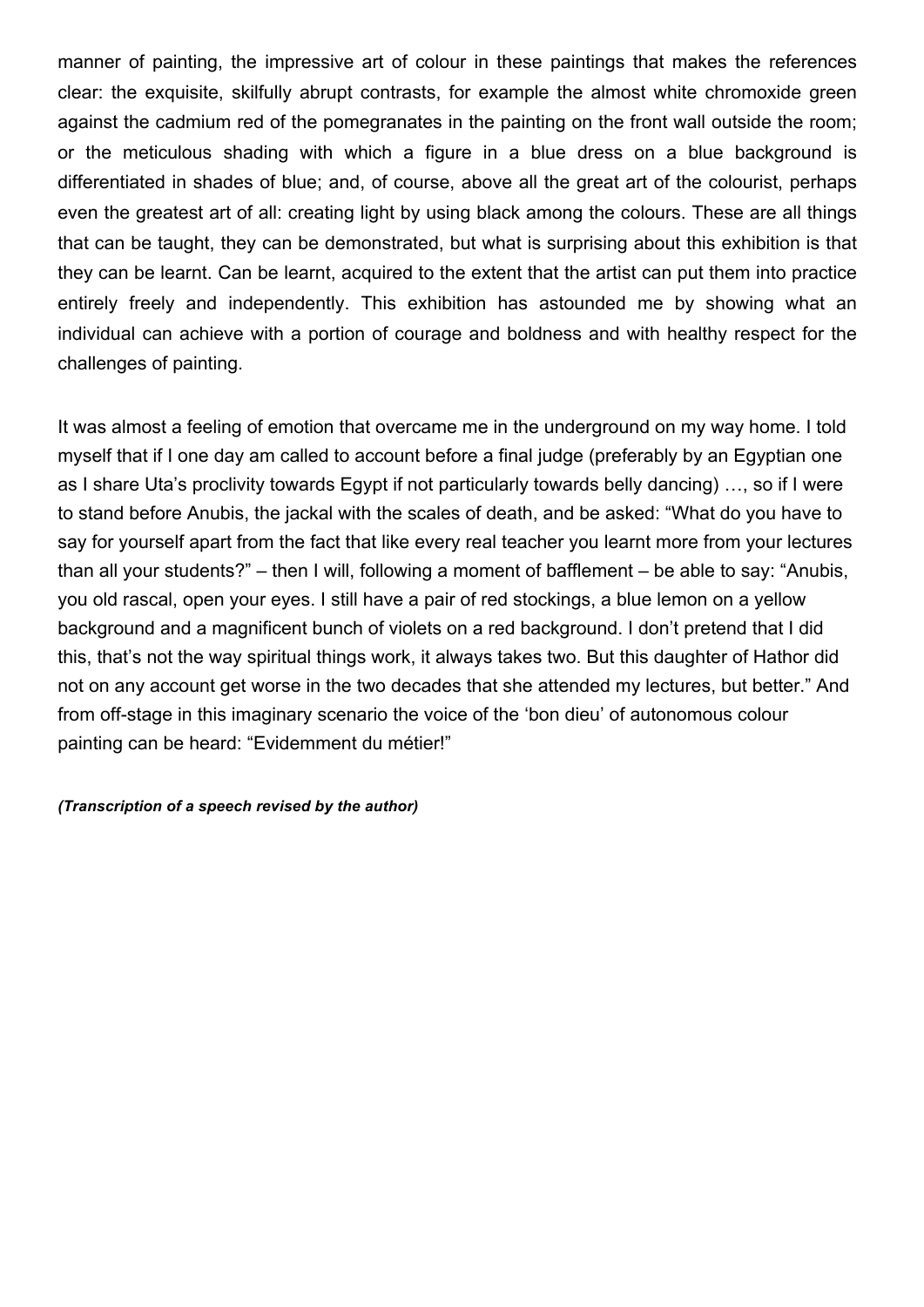manner of painting, the impressive art of colour in these paintings that makes the references clear: the exquisite, skilfully abrupt contrasts, for example the almost white chromoxide green against the cadmium red of the pomegranates in the painting on the front wall outside the room; or the meticulous shading with which a figure in a blue dress on a blue background is differentiated in shades of blue; and, of course, above all the great art of the colourist, perhaps even the greatest art of all: creating light by using black among the colours. These are all things that can be taught, they can be demonstrated, but what is surprising about this exhibition is that they can be learnt. Can be learnt, acquired to the extent that the artist can put them into practice entirely freely and independently. This exhibition has astounded me by showing what an individual can achieve with a portion of courage and boldness and with healthy respect for the challenges of painting.

It was almost a feeling of emotion that overcame me in the underground on my way home. I told myself that if I one day am called to account before a final judge (preferably by an Egyptian one as I share Uta's proclivity towards Egypt if not particularly towards belly dancing) …, so if I were to stand before Anubis, the jackal with the scales of death, and be asked: "What do you have to say for yourself apart from the fact that like every real teacher you learnt more from your lectures than all your students?" – then I will, following a moment of bafflement – be able to say: "Anubis, you old rascal, open your eyes. I still have a pair of red stockings, a blue lemon on a yellow background and a magnificent bunch of violets on a red background. I don't pretend that I did this, that's not the way spiritual things work, it always takes two. But this daughter of Hathor did not on any account get worse in the two decades that she attended my lectures, but better." And from off-stage in this imaginary scenario the voice of the 'bon dieu' of autonomous colour painting can be heard: "Evidemment du métier!"

***(Transcription of a speech revised by the author)***